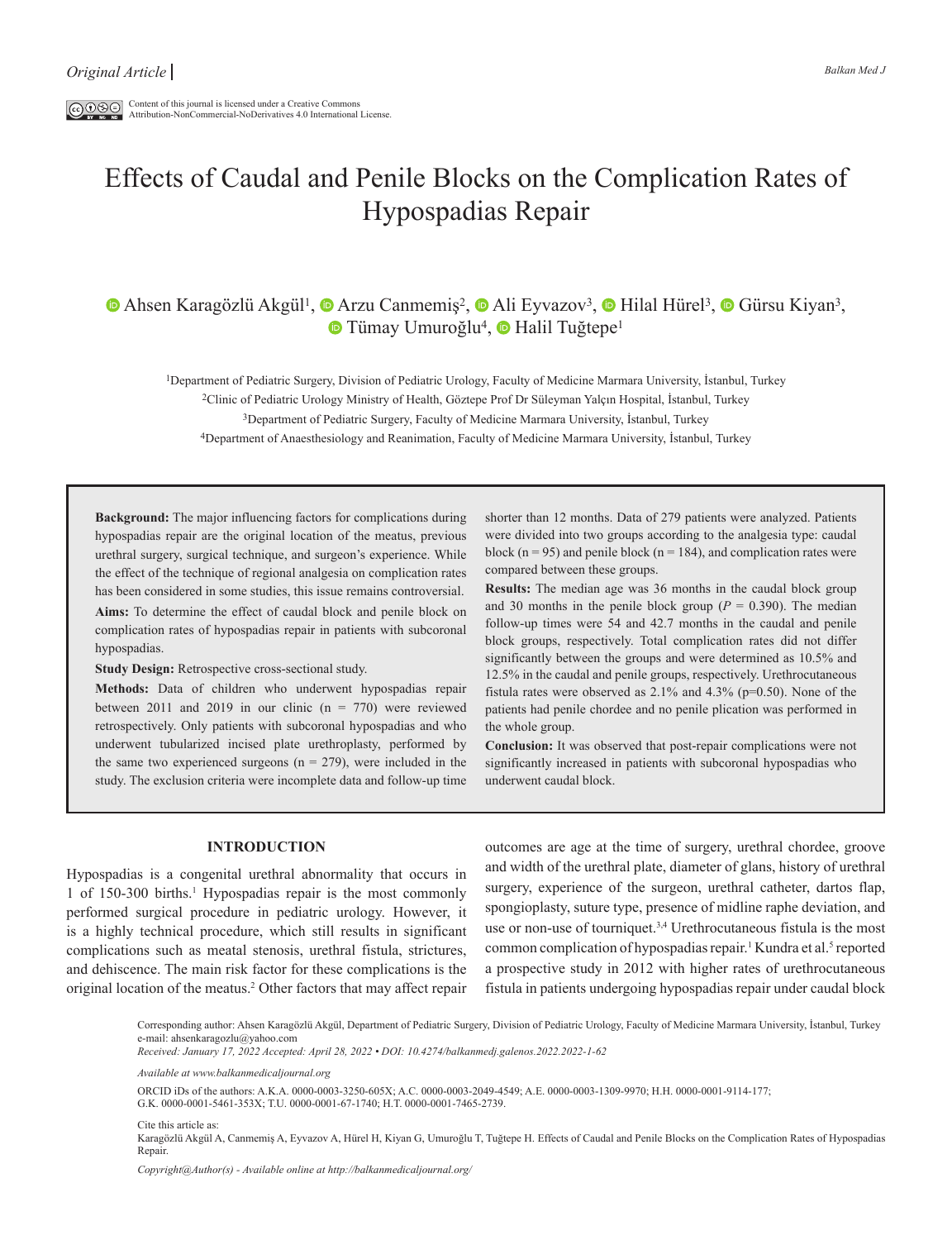*Original Article*

Content of this journal is licensed under a Creative Commons Attribution-NonCommercial-NoDerivatives 4.0 International License.

# Effects of Caudal and Penile Blocks on the Complication Rates of Hypospadias Repair

Ahsen Karagözlü Akgül[1], Arzu Canmemiş[2], Ali Eyvazov[3], Hilal Hürel[3], Gürsu Kiyan[3], Tümay Umuroğlu[4], Halil Tuğtepe[1]

[1]Department of Pediatric Surgery, Division of Pediatric Urology, Faculty of Medicine Marmara University, İstanbul, Turkey
[2]Clinic of Pediatric Urology Ministry of Health, Göztepe Prof Dr Süleyman Yalçın Hospital, İstanbul, Turkey
[3]Department of Pediatric Surgery, Faculty of Medicine Marmara University, İstanbul, Turkey
[4]Department of Anaesthesiology and Reanimation, Faculty of Medicine Marmara University, İstanbul, Turkey

**Background:** The major influencing factors for complications during hypospadias repair are the original location of the meatus, previous urethral surgery, surgical technique, and surgeon's experience. While the effect of the technique of regional analgesia on complication rates has been considered in some studies, this issue remains controversial.

**Aims:** To determine the effect of caudal block and penile block on complication rates of hypospadias repair in patients with subcoronal hypospadias.

**Study Design:** Retrospective cross-sectional study.

**Methods:** Data of children who underwent hypospadias repair between 2011 and 2019 in our clinic (n = 770) were reviewed retrospectively. Only patients with subcoronal hypospadias and who underwent tubularized incised plate urethroplasty, performed by the same two experienced surgeons (n = 279), were included in the study. The exclusion criteria were incomplete data and follow-up time shorter than 12 months. Data of 279 patients were analyzed. Patients were divided into two groups according to the analgesia type: caudal block (n = 95) and penile block (n = 184), and complication rates were compared between these groups.

**Results:** The median age was 36 months in the caudal block group and 30 months in the penile block group ($P$ = 0.390). The median follow-up times were 54 and 42.7 months in the caudal and penile block groups, respectively. Total complication rates did not differ significantly between the groups and were determined as 10.5% and 12.5% in the caudal and penile groups, respectively. Urethrocutaneous fistula rates were observed as 2.1% and 4.3% (p=0.50). None of the patients had penile chordee and no penile plication was performed in the whole group.

**Conclusion:** It was observed that post-repair complications were not significantly increased in patients with subcoronal hypospadias who underwent caudal block.

## INTRODUCTION

Hypospadias is a congenital urethral abnormality that occurs in 1 of 150-300 births.[1] Hypospadias repair is the most commonly performed surgical procedure in pediatric urology. However, it is a highly technical procedure, which still results in significant complications such as meatal stenosis, urethral fistula, strictures, and dehiscence. The main risk factor for these complications is the original location of the meatus.[2] Other factors that may affect repair outcomes are age at the time of surgery, urethral chordee, groove and width of the urethral plate, diameter of glans, history of urethral surgery, experience of the surgeon, urethral catheter, dartos flap, spongioplasty, suture type, presence of midline raphe deviation, and use or non-use of tourniquet.[3,4] Urethrocutaneous fistula is the most common complication of hypospadias repair.[1] Kundra et al.[5] reported a prospective study in 2012 with higher rates of urethrocutaneous fistula in patients undergoing hypospadias repair under caudal block

Corresponding author: Ahsen Karagözlü Akgül, Department of Pediatric Surgery, Division of Pediatric Urology, Faculty of Medicine Marmara University, İstanbul, Turkey
e-mail: ahsenkaragozlu@yahoo.com
*Received: January 17, 2022 Accepted: April 28, 2022 • DOI: 10.4274/balkanmedj.galenos.2022.2022-1-62*

*Available at www.balkanmedicaljournal.org*

ORCID iDs of the authors: A.K.A. 0000-0003-3250-605X; A.C. 0000-0003-2049-4549; A.E. 0000-0003-1309-9970; H.H. 0000-0001-9114-177; G.K. 0000-0001-5461-353X; T.U. 0000-0001-67-1740; H.T. 0000-0001-7465-2739.

Cite this article as:
Karagözlü Akgül A, Canmemiş A, Eyvazov A, Hürel H, Kiyan G, Umuroğlu T, Tuğtepe H. Effects of Caudal and Penile Blocks on the Complication Rates of Hypospadias Repair.

*Copyright@Author(s) - Available online at http://balkanmedicaljournal.org/*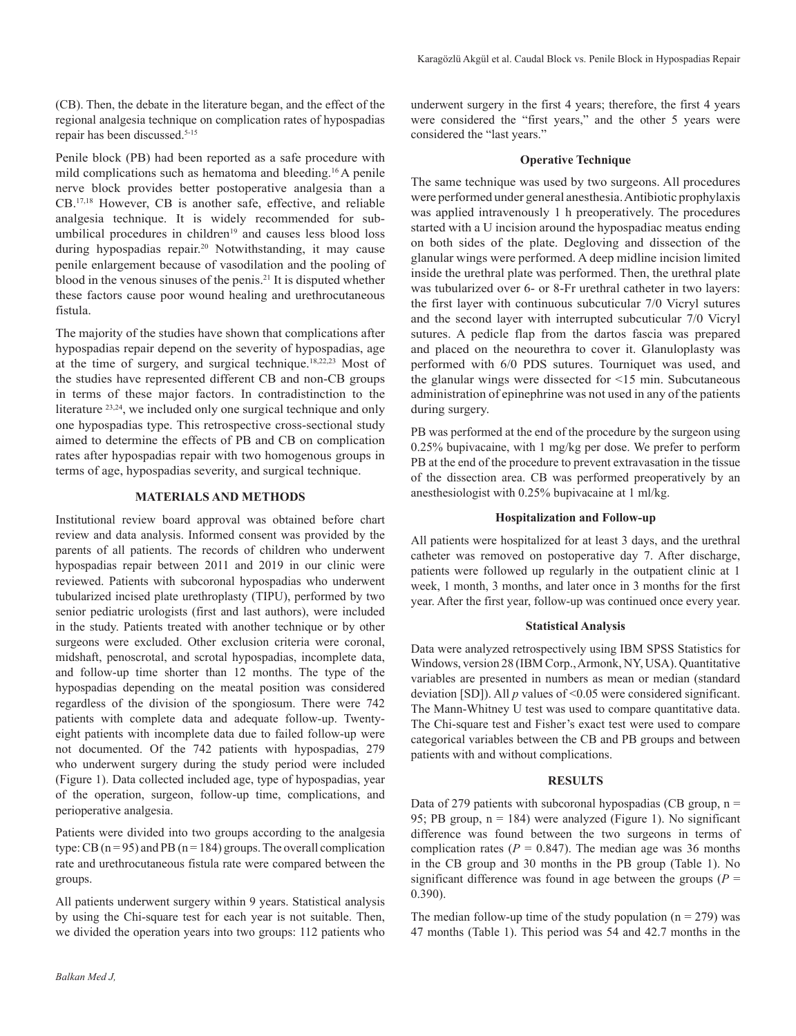(CB). Then, the debate in the literature began, and the effect of the regional analgesia technique on complication rates of hypospadias repair has been discussed.[5-15]

Penile block (PB) had been reported as a safe procedure with mild complications such as hematoma and bleeding.[16] A penile nerve block provides better postoperative analgesia than a CB.[17,18] However, CB is another safe, effective, and reliable analgesia technique. It is widely recommended for sub-umbilical procedures in children[19] and causes less blood loss during hypospadias repair.[20] Notwithstanding, it may cause penile enlargement because of vasodilation and the pooling of blood in the venous sinuses of the penis.[21] It is disputed whether these factors cause poor wound healing and urethrocutaneous fistula.

The majority of the studies have shown that complications after hypospadias repair depend on the severity of hypospadias, age at the time of surgery, and surgical technique.[18,22,23] Most of the studies have represented different CB and non-CB groups in terms of these major factors. In contradistinction to the literature [23,24], we included only one surgical technique and only one hypospadias type. This retrospective cross-sectional study aimed to determine the effects of PB and CB on complication rates after hypospadias repair with two homogenous groups in terms of age, hypospadias severity, and surgical technique.

## MATERIALS AND METHODS

Institutional review board approval was obtained before chart review and data analysis. Informed consent was provided by the parents of all patients. The records of children who underwent hypospadias repair between 2011 and 2019 in our clinic were reviewed. Patients with subcoronal hypospadias who underwent tubularized incised plate urethroplasty (TIPU), performed by two senior pediatric urologists (first and last authors), were included in the study. Patients treated with another technique or by other surgeons were excluded. Other exclusion criteria were coronal, midshaft, penoscrotal, and scrotal hypospadias, incomplete data, and follow-up time shorter than 12 months. The type of the hypospadias depending on the meatal position was considered regardless of the division of the spongiosum. There were 742 patients with complete data and adequate follow-up. Twenty-eight patients with incomplete data due to failed follow-up were not documented. Of the 742 patients with hypospadias, 279 who underwent surgery during the study period were included (Figure 1). Data collected included age, type of hypospadias, year of the operation, surgeon, follow-up time, complications, and perioperative analgesia.

Patients were divided into two groups according to the analgesia type: CB (n = 95) and PB (n = 184) groups. The overall complication rate and urethrocutaneous fistula rate were compared between the groups.

All patients underwent surgery within 9 years. Statistical analysis by using the Chi-square test for each year is not suitable. Then, we divided the operation years into two groups: 112 patients who underwent surgery in the first 4 years; therefore, the first 4 years were considered the "first years," and the other 5 years were considered the "last years."

### Operative Technique

The same technique was used by two surgeons. All procedures were performed under general anesthesia. Antibiotic prophylaxis was applied intravenously 1 h preoperatively. The procedures started with a U incision around the hypospadiac meatus ending on both sides of the plate. Degloving and dissection of the glanular wings were performed. A deep midline incision limited inside the urethral plate was performed. Then, the urethral plate was tubularized over 6- or 8-Fr urethral catheter in two layers: the first layer with continuous subcuticular 7/0 Vicryl sutures and the second layer with interrupted subcuticular 7/0 Vicryl sutures. A pedicle flap from the dartos fascia was prepared and placed on the neourethra to cover it. Glanuloplasty was performed with 6/0 PDS sutures. Tourniquet was used, and the glanular wings were dissected for <15 min. Subcutaneous administration of epinephrine was not used in any of the patients during surgery.

PB was performed at the end of the procedure by the surgeon using 0.25% bupivacaine, with 1 mg/kg per dose. We prefer to perform PB at the end of the procedure to prevent extravasation in the tissue of the dissection area. CB was performed preoperatively by an anesthesiologist with 0.25% bupivacaine at 1 ml/kg.

### Hospitalization and Follow-up

All patients were hospitalized for at least 3 days, and the urethral catheter was removed on postoperative day 7. After discharge, patients were followed up regularly in the outpatient clinic at 1 week, 1 month, 3 months, and later once in 3 months for the first year. After the first year, follow-up was continued once every year.

### Statistical Analysis

Data were analyzed retrospectively using IBM SPSS Statistics for Windows, version 28 (IBM Corp., Armonk, NY, USA). Quantitative variables are presented in numbers as mean or median (standard deviation [SD]). All *p* values of $<0.05$ were considered significant. The Mann-Whitney U test was used to compare quantitative data. The Chi-square test and Fisher's exact test were used to compare categorical variables between the CB and PB groups and between patients with and without complications.

## RESULTS

Data of 279 patients with subcoronal hypospadias (CB group, n = 95; PB group, n = 184) were analyzed (Figure 1). No significant difference was found between the two surgeons in terms of complication rates ($P = 0.847$). The median age was 36 months in the CB group and 30 months in the PB group (Table 1). No significant difference was found in age between the groups ($P = 0.390$).

The median follow-up time of the study population (n = 279) was 47 months (Table 1). This period was 54 and 42.7 months in the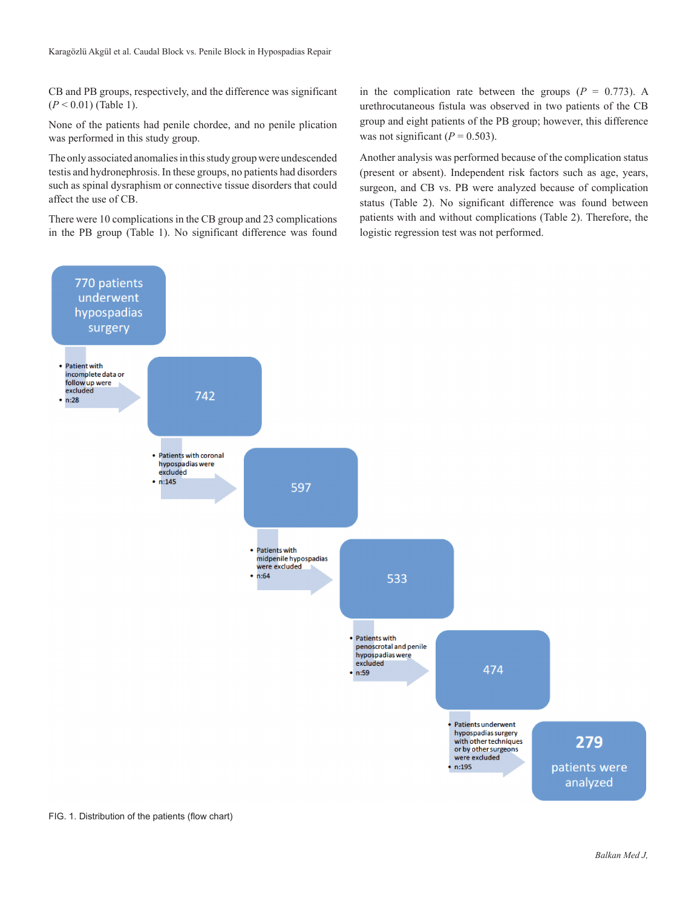CB and PB groups, respectively, and the difference was significant ($P < 0.01$) (Table 1).

None of the patients had penile chordee, and no penile plication was performed in this study group.

The only associated anomalies in this study group were undescended testis and hydronephrosis. In these groups, no patients had disorders such as spinal dysraphism or connective tissue disorders that could affect the use of CB.

There were 10 complications in the CB group and 23 complications in the PB group (Table 1). No significant difference was found in the complication rate between the groups ($P = 0.773$). A urethrocutaneous fistula was observed in two patients of the CB group and eight patients of the PB group; however, this difference was not significant ($P = 0.503$).

Another analysis was performed because of the complication status (present or absent). Independent risk factors such as age, years, surgeon, and CB vs. PB were analyzed because of complication status (Table 2). No significant difference was found between patients with and without complications (Table 2). Therefore, the logistic regression test was not performed.

770 patients underwent hypospadias surgery

- Patient with incomplete data or follow up were excluded
- n:28

742

- Patients with coronal hypospadias were excluded
- n:145

597

- Patients with midpenile hypospadias were excluded
- n:64

533

- Patients with penoscrotal and penile hypospadias were excluded
- n:59

474

- Patients underwent hypospadias surgery with other techniques or by other surgeons were excluded
- n:195

279 patients were analyzed

FIG. 1. Distribution of the patients (flow chart)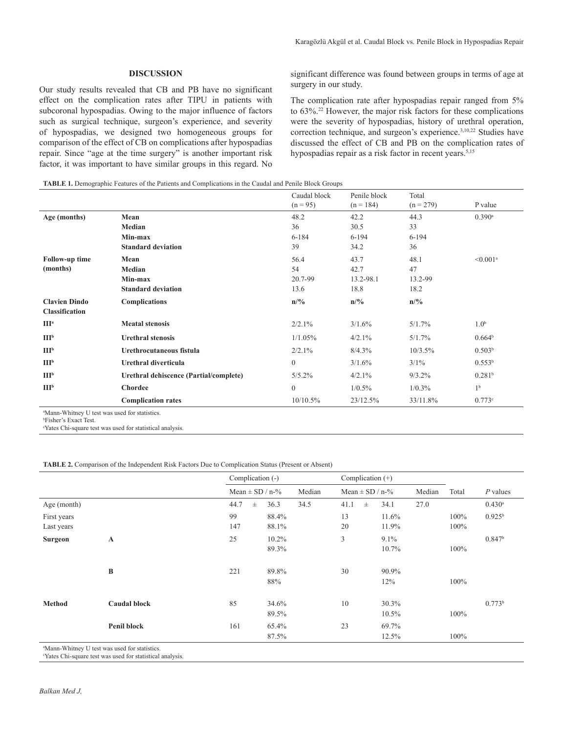## DISCUSSION

Our study results revealed that CB and PB have no significant effect on the complication rates after TIPU in patients with subcoronal hypospadias. Owing to the major influence of factors such as surgical technique, surgeon's experience, and severity of hypospadias, we designed two homogeneous groups for comparison of the effect of CB on complications after hypospadias repair. Since "age at the time surgery" is another important risk factor, it was important to have similar groups in this regard. No significant difference was found between groups in terms of age at surgery in our study.

The complication rate after hypospadias repair ranged from 5% to 63%.[22] However, the major risk factors for these complications were the severity of hypospadias, history of urethral operation, correction technique, and surgeon's experience.[3,10,22] Studies have discussed the effect of CB and PB on the complication rates of hypospadias repair as a risk factor in recent years.[5,15]

**TABLE 1.** Demographic Features of the Patients and Complications in the Caudal and Penile Block Groups

| | | Caudal block (n = 95) | Penile block (n = 184) | Total (n = 279) | P value |
|---|---|---|---|---|---|
| **Age (months)** | **Mean** | 48.2 | 42.2 | 44.3 | 0.390[a] |
| | **Median** | 36 | 30.5 | 33 | |
| | **Min-max** | 6-184 | 6-194 | 6-194 | |
| | **Standard deviation** | 39 | 34.2 | 36 | |
| **Follow-up time (months)** | **Mean** | 56.4 | 43.7 | 48.1 | <0.001[a] |
| | **Median** | 54 | 42.7 | 47 | |
| | **Min-max** | 20.7-99 | 13.2-98.1 | 13.2-99 | |
| | **Standard deviation** | 13.6 | 18.8 | 18.2 | |
| **Clavien Dindo Classification** | **Complications** | **n/%** | **n/%** | **n/%** | |
| **IIIa** | **Meatal stenosis** | 2/2.1% | 3/1.6% | 5/1.7% | 1.0[b] |
| **IIIb** | **Urethral stenosis** | 1/1.05% | 4/2.1% | 5/1.7% | 0.664[b] |
| **IIIb** | **Urethrocutaneous fistula** | 2/2.1% | 8/4.3% | 10/3.5% | 0.503[b] |
| **IIIb** | **Urethral diverticula** | 0 | 3/1.6% | 3/1% | 0.553[b] |
| **IIIb** | **Urethral dehiscence (Partial/complete)** | 5/5.2% | 4/2.1% | 9/3.2% | 0.281[b] |
| **IIIb** | **Chordee** | 0 | 1/0.5% | 1/0.3% | 1[b] |
| | **Complication rates** | 10/10.5% | 23/12.5% | 33/11.8% | 0.773[c] |

[a]Mann-Whitney U test was used for statistics.
[b]Fisher's Exact Test.
[c]Yates Chi-square test was used for statistical analysis.

**TABLE 2.** Comparison of the Independent Risk Factors Due to Complication Status (Present or Absent)

| | | Complication (-) | | | Complication (+) | | | | |
|---|---|---|---|---|---|---|---|---|---|
| | | Mean ± SD / n-% | | Median | Mean ± SD / n-% | | Median | Total | *P* values |
| Age (month) | | 44.7 ± | 36.3 | 34.5 | 41.1 ± | 34.1 | 27.0 | | 0.430[a] |
| First years | | 99 | 88.4% | | 13 | 11.6% | | 100% | 0.925[b] |
| Last years | | 147 | 88.1% | | 20 | 11.9% | | 100% | |
| **Surgeon** | **A** | 25 | 10.2% | | 3 | 9.1% | | | 0.847[b] |
| | | | 89.3% | | | 10.7% | | 100% | |
| | **B** | 221 | 89.8% | | 30 | 90.9% | | | |
| | | | 88% | | | 12% | | 100% | |
| **Method** | **Caudal block** | 85 | 34.6% | | 10 | 30.3% | | | 0.773[b] |
| | | | 89.5% | | | 10.5% | | 100% | |
| | **Penil block** | 161 | 65.4% | | 23 | 69.7% | | | |
| | | | 87.5% | | | 12.5% | | 100% | |

[a]Mann-Whitney U test was used for statistics.
[c]Yates Chi-square test was used for statistical analysis.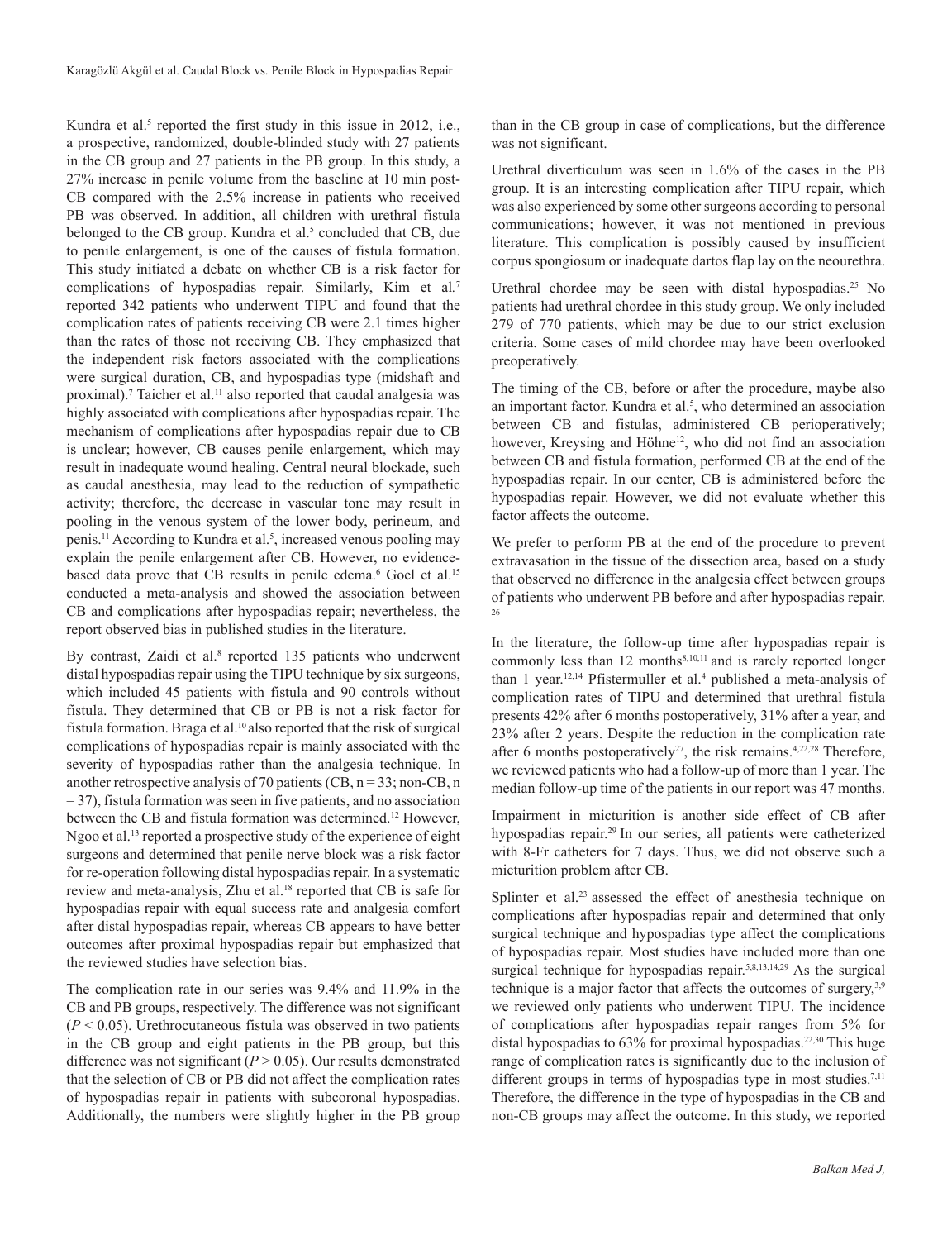Kundra et al.[5] reported the first study in this issue in 2012, i.e., a prospective, randomized, double-blinded study with 27 patients in the CB group and 27 patients in the PB group. In this study, a 27% increase in penile volume from the baseline at 10 min post-CB compared with the 2.5% increase in patients who received PB was observed. In addition, all children with urethral fistula belonged to the CB group. Kundra et al.[5] concluded that CB, due to penile enlargement, is one of the causes of fistula formation. This study initiated a debate on whether CB is a risk factor for complications of hypospadias repair. Similarly, Kim et al.[7] reported 342 patients who underwent TIPU and found that the complication rates of patients receiving CB were 2.1 times higher than the rates of those not receiving CB. They emphasized that the independent risk factors associated with the complications were surgical duration, CB, and hypospadias type (midshaft and proximal).[7] Taicher et al.[11] also reported that caudal analgesia was highly associated with complications after hypospadias repair. The mechanism of complications after hypospadias repair due to CB is unclear; however, CB causes penile enlargement, which may result in inadequate wound healing. Central neural blockade, such as caudal anesthesia, may lead to the reduction of sympathetic activity; therefore, the decrease in vascular tone may result in pooling in the venous system of the lower body, perineum, and penis.[11] According to Kundra et al.[5], increased venous pooling may explain the penile enlargement after CB. However, no evidence-based data prove that CB results in penile edema.[6] Goel et al.[15] conducted a meta-analysis and showed the association between CB and complications after hypospadias repair; nevertheless, the report observed bias in published studies in the literature.

By contrast, Zaidi et al.[8] reported 135 patients who underwent distal hypospadias repair using the TIPU technique by six surgeons, which included 45 patients with fistula and 90 controls without fistula. They determined that CB or PB is not a risk factor for fistula formation. Braga et al.[10] also reported that the risk of surgical complications of hypospadias repair is mainly associated with the severity of hypospadias rather than the analgesia technique. In another retrospective analysis of 70 patients (CB, n = 33; non-CB, n = 37), fistula formation was seen in five patients, and no association between the CB and fistula formation was determined.[12] However, Ngoo et al.[13] reported a prospective study of the experience of eight surgeons and determined that penile nerve block was a risk factor for re-operation following distal hypospadias repair. In a systematic review and meta-analysis, Zhu et al.[18] reported that CB is safe for hypospadias repair with equal success rate and analgesia comfort after distal hypospadias repair, whereas CB appears to have better outcomes after proximal hypospadias repair but emphasized that the reviewed studies have selection bias.

The complication rate in our series was 9.4% and 11.9% in the CB and PB groups, respectively. The difference was not significant ($P < 0.05$). Urethrocutaneous fistula was observed in two patients in the CB group and eight patients in the PB group, but this difference was not significant ($P > 0.05$). Our results demonstrated that the selection of CB or PB did not affect the complication rates of hypospadias repair in patients with subcoronal hypospadias. Additionally, the numbers were slightly higher in the PB group than in the CB group in case of complications, but the difference was not significant.

Urethral diverticulum was seen in 1.6% of the cases in the PB group. It is an interesting complication after TIPU repair, which was also experienced by some other surgeons according to personal communications; however, it was not mentioned in previous literature. This complication is possibly caused by insufficient corpus spongiosum or inadequate dartos flap lay on the neourethra.

Urethral chordee may be seen with distal hypospadias.[25] No patients had urethral chordee in this study group. We only included 279 of 770 patients, which may be due to our strict exclusion criteria. Some cases of mild chordee may have been overlooked preoperatively.

The timing of the CB, before or after the procedure, maybe also an important factor. Kundra et al.[5], who determined an association between CB and fistulas, administered CB perioperatively; however, Kreysing and Höhne[12], who did not find an association between CB and fistula formation, performed CB at the end of the hypospadias repair. In our center, CB is administered before the hypospadias repair. However, we did not evaluate whether this factor affects the outcome.

We prefer to perform PB at the end of the procedure to prevent extravasation in the tissue of the dissection area, based on a study that observed no difference in the analgesia effect between groups of patients who underwent PB before and after hypospadias repair.[26]

In the literature, the follow-up time after hypospadias repair is commonly less than 12 months[8,10,11] and is rarely reported longer than 1 year.[12,14] Pfistermuller et al.[4] published a meta-analysis of complication rates of TIPU and determined that urethral fistula presents 42% after 6 months postoperatively, 31% after a year, and 23% after 2 years. Despite the reduction in the complication rate after 6 months postoperatively[27], the risk remains.[4,22,28] Therefore, we reviewed patients who had a follow-up of more than 1 year. The median follow-up time of the patients in our report was 47 months.

Impairment in micturition is another side effect of CB after hypospadias repair.[29] In our series, all patients were catheterized with 8-Fr catheters for 7 days. Thus, we did not observe such a micturition problem after CB.

Splinter et al.[23] assessed the effect of anesthesia technique on complications after hypospadias repair and determined that only surgical technique and hypospadias type affect the complications of hypospadias repair. Most studies have included more than one surgical technique for hypospadias repair.[5,8,13,14,29] As the surgical technique is a major factor that affects the outcomes of surgery,[3,9] we reviewed only patients who underwent TIPU. The incidence of complications after hypospadias repair ranges from 5% for distal hypospadias to 63% for proximal hypospadias.[22,30] This huge range of complication rates is significantly due to the inclusion of different groups in terms of hypospadias type in most studies.[7,11] Therefore, the difference in the type of hypospadias in the CB and non-CB groups may affect the outcome. In this study, we reported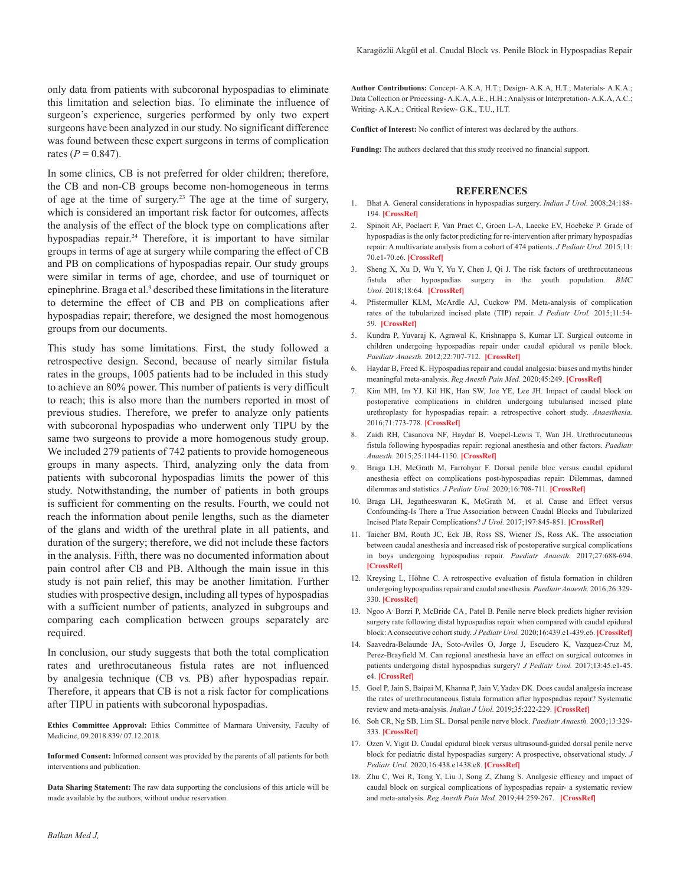only data from patients with subcoronal hypospadias to eliminate this limitation and selection bias. To eliminate the influence of surgeon's experience, surgeries performed by only two expert surgeons have been analyzed in our study. No significant difference was found between these expert surgeons in terms of complication rates ($P = 0.847$).

In some clinics, CB is not preferred for older children; therefore, the CB and non-CB groups become non-homogeneous in terms of age at the time of surgery.[23] The age at the time of surgery, which is considered an important risk factor for outcomes, affects the analysis of the effect of the block type on complications after hypospadias repair.[24] Therefore, it is important to have similar groups in terms of age at surgery while comparing the effect of CB and PB on complications of hypospadias repair. Our study groups were similar in terms of age, chordee, and use of tourniquet or epinephrine. Braga et al.[9] described these limitations in the literature to determine the effect of CB and PB on complications after hypospadias repair; therefore, we designed the most homogenous groups from our documents.

This study has some limitations. First, the study followed a retrospective design. Second, because of nearly similar fistula rates in the groups, 1005 patients had to be included in this study to achieve an 80% power. This number of patients is very difficult to reach; this is also more than the numbers reported in most of previous studies. Therefore, we prefer to analyze only patients with subcoronal hypospadias who underwent only TIPU by the same two surgeons to provide a more homogenous study group. We included 279 patients of 742 patients to provide homogeneous groups in many aspects. Third, analyzing only the data from patients with subcoronal hypospadias limits the power of this study. Notwithstanding, the number of patients in both groups is sufficient for commenting on the results. Fourth, we could not reach the information about penile lengths, such as the diameter of the glans and width of the urethral plate in all patients, and duration of the surgery; therefore, we did not include these factors in the analysis. Fifth, there was no documented information about pain control after CB and PB. Although the main issue in this study is not pain relief, this may be another limitation. Further studies with prospective design, including all types of hypospadias with a sufficient number of patients, analyzed in subgroups and comparing each complication between groups separately are required.

In conclusion, our study suggests that both the total complication rates and urethrocutaneous fistula rates are not influenced by analgesia technique (CB *vs.* PB) after hypospadias repair. Therefore, it appears that CB is not a risk factor for complications after TIPU in patients with subcoronal hypospadias.

**Ethics Committee Approval:** Ethics Committee of Marmara University, Faculty of Medicine, 09.2018.839/ 07.12.2018.

**Informed Consent:** Informed consent was provided by the parents of all patients for both interventions and publication.

**Data Sharing Statement:** The raw data supporting the conclusions of this article will be made available by the authors, without undue reservation.

**Author Contributions:** Concept- A.K.A, H.T.; Design- A.K.A, H.T.; Materials- A.K.A.; Data Collection or Processing- A.K.A, A.E., H.H.; Analysis or Interpretation- A.K.A, A.C.; Writing- A.K.A.; Critical Review- G.K., T.U., H.T.

**Conflict of Interest:** No conflict of interest was declared by the authors.

**Funding:** The authors declared that this study received no financial support.

## REFERENCES

1. Bhat A. General considerations in hypospadias surgery. *Indian J Urol.* 2008;24:188-194. [CrossRef]
2. Spinoit AF, Poelaert F, Van Praet C, Groen L-A, Laecke EV, Hoebeke P. Grade of hypospadias is the only factor predicting for re-intervention after primary hypospadias repair: A multivariate analysis from a cohort of 474 patients. *J Pediatr Urol.* 2015;11:70.e1-70.e6. [CrossRef]
3. Sheng X, Xu D, Wu Y, Yu Y, Chen J, Qi J. The risk factors of urethrocutaneous fistula after hypospadias surgery in the youth population. *BMC Urol.* 2018;18:64. [CrossRef]
4. Pfistermuller KLM, McArdle AJ, Cuckow PM. Meta-analysis of complication rates of the tubularized incised plate (TIP) repair. *J Pediatr Urol.* 2015;11:54-59. [CrossRef]
5. Kundra P, Yuvaraj K, Agrawal K, Krishnappa S, Kumar LT. Surgical outcome in children undergoing hypospadias repair under caudal epidural vs penile block. *Paediatr Anaesth.* 2012;22:707-712. [CrossRef]
6. Haydar B, Freed K. Hypospadias repair and caudal analgesia: biases and myths hinder meaningful meta-analysis. *Reg Anesth Pain Med.* 2020;45:249. [CrossRef]
7. Kim MH, Im YJ, Kil HK, Han SW, Joe YE, Lee JH. Impact of caudal block on postoperative complications in children undergoing tubularised incised plate urethroplasty for hypospadias repair: a retrospective cohort study. *Anaesthesia.* 2016;71:773-778. [CrossRef]
8. Zaidi RH, Casanova NF, Haydar B, Voepel-Lewis T, Wan JH. Urethrocutaneous fistula following hypospadias repair: regional anesthesia and other factors. *Paediatr Anaesth.* 2015;25:1144-1150. [CrossRef]
9. Braga LH, McGrath M, Farrohyar F. Dorsal penile bloc versus caudal epidural anesthesia effect on complications post-hypospadias repair: Dilemmas, damned dilemmas and statistics. *J Pediatr Urol.* 2020;16:708-711. [CrossRef]
10. Braga LH, Jegatheeswaran K, McGrath M, et al. Cause and Effect versus Confounding-Is There a True Association between Caudal Blocks and Tubularized Incised Plate Repair Complications? *J Urol.* 2017;197:845-851. [CrossRef]
11. Taicher BM, Routh JC, Eck JB, Ross SS, Wiener JS, Ross AK. The association between caudal anesthesia and increased risk of postoperative surgical complications in boys undergoing hypospadias repair. *Paediatr Anaesth.* 2017;27:688-694. [CrossRef]
12. Kreysing L, Höhne C. A retrospective evaluation of fistula formation in children undergoing hypospadias repair and caudal anesthesia. *Paediatr Anaesth.* 2016;26:329-330. [CrossRef]
13. Ngoo A, Borzi P, McBride CA, Patel B. Penile nerve block predicts higher revision surgery rate following distal hypospadias repair when compared with caudal epidural block: A consecutive cohort study. *J Pediatr Urol.* 2020;16:439.e1-439.e6. [CrossRef]
14. Saavedra-Belaunde JA, Soto-Aviles O, Jorge J, Escudero K, Vazquez-Cruz M, Perez-Brayfield M. Can regional anesthesia have an effect on surgical outcomes in patients undergoing distal hypospadias surgery? *J Pediatr Urol.* 2017;13:45.e1-45.e4. [CrossRef]
15. Goel P, Jain S, Baipai M, Khanna P, Jain V, Yadav DK. Does caudal analgesia increase the rates of urethrocutaneous fistula formation after hypospadias repair? Systematic review and meta-analysis. *Indian J Urol.* 2019;35:222-229. [CrossRef]
16. Soh CR, Ng SB, Lim SL. Dorsal penile nerve block. *Paediatr Anaesth.* 2003;13:329-333. [CrossRef]
17. Ozen V, Yigit D. Caudal epidural block versus ultrasound-guided dorsal penile nerve block for pediatric distal hypospadias surgery: A prospective, observational study. *J Pediatr Urol.* 2020;16:438.e1438.e8. [CrossRef]
18. Zhu C, Wei R, Tong Y, Liu J, Song Z, Zhang S. Analgesic efficacy and impact of caudal block on surgical complications of hypospadias repair- a systematic review and meta-analysis. *Reg Anesth Pain Med.* 2019;44:259-267. [CrossRef]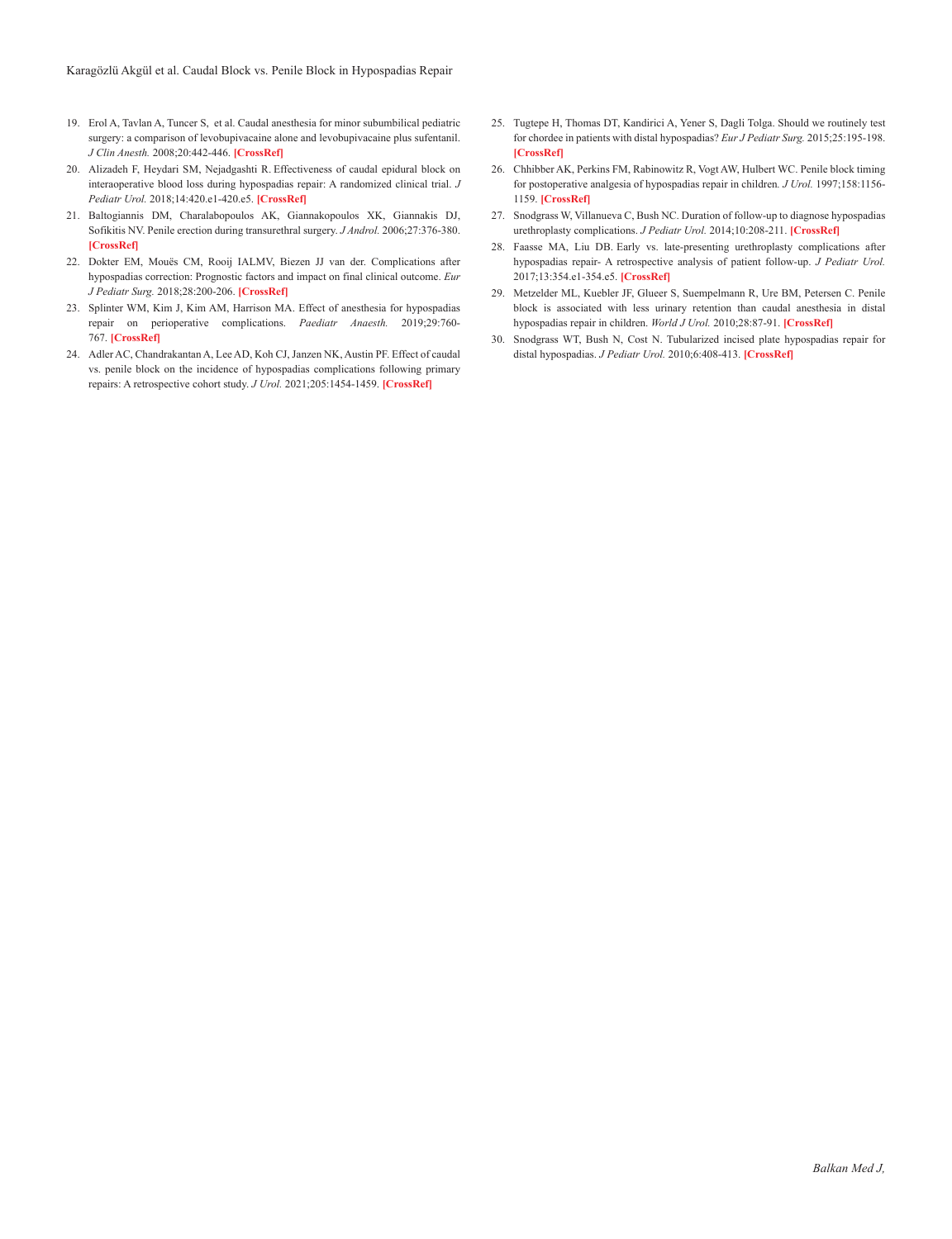19. Erol A, Tavlan A, Tuncer S, et al. Caudal anesthesia for minor subumbilical pediatric surgery: a comparison of levobupivacaine alone and levobupivacaine plus sufentanil. *J Clin Anesth.* 2008;20:442-446. [CrossRef]
20. Alizadeh F, Heydari SM, Nejadgashti R. Effectiveness of caudal epidural block on interaoperative blood loss during hypospadias repair: A randomized clinical trial. *J Pediatr Urol.* 2018;14:420.e1-420.e5. [CrossRef]
21. Baltogiannis DM, Charalabopoulos AK, Giannakopoulos XK, Giannakis DJ, Sofikitis NV. Penile erection during transurethral surgery. *J Androl.* 2006;27:376-380. [CrossRef]
22. Dokter EM, Mouës CM, Rooij IALMV, Biezen JJ van der. Complications after hypospadias correction: Prognostic factors and impact on final clinical outcome. *Eur J Pediatr Surg.* 2018;28:200-206. [CrossRef]
23. Splinter WM, Kim J, Kim AM, Harrison MA. Effect of anesthesia for hypospadias repair on perioperative complications. *Paediatr Anaesth.* 2019;29:760-767. [CrossRef]
24. Adler AC, Chandrakantan A, Lee AD, Koh CJ, Janzen NK, Austin PF. Effect of caudal vs. penile block on the incidence of hypospadias complications following primary repairs: A retrospective cohort study. *J Urol.* 2021;205:1454-1459. [CrossRef]
25. Tugtepe H, Thomas DT, Kandirici A, Yener S, Dagli Tolga. Should we routinely test for chordee in patients with distal hypospadias? *Eur J Pediatr Surg.* 2015;25:195-198. [CrossRef]
26. Chhibber AK, Perkins FM, Rabinowitz R, Vogt AW, Hulbert WC. Penile block timing for postoperative analgesia of hypospadias repair in children. *J Urol.* 1997;158:1156-1159. [CrossRef]
27. Snodgrass W, Villanueva C, Bush NC. Duration of follow-up to diagnose hypospadias urethroplasty complications. *J Pediatr Urol.* 2014;10:208-211. [CrossRef]
28. Faasse MA, Liu DB. Early vs. late-presenting urethroplasty complications after hypospadias repair- A retrospective analysis of patient follow-up. *J Pediatr Urol.* 2017;13:354.e1-354.e5. [CrossRef]
29. Metzelder ML, Kuebler JF, Glueer S, Suempelmann R, Ure BM, Petersen C. Penile block is associated with less urinary retention than caudal anesthesia in distal hypospadias repair in children. *World J Urol.* 2010;28:87-91. [CrossRef]
30. Snodgrass WT, Bush N, Cost N. Tubularized incised plate hypospadias repair for distal hypospadias. *J Pediatr Urol.* 2010;6:408-413. [CrossRef]